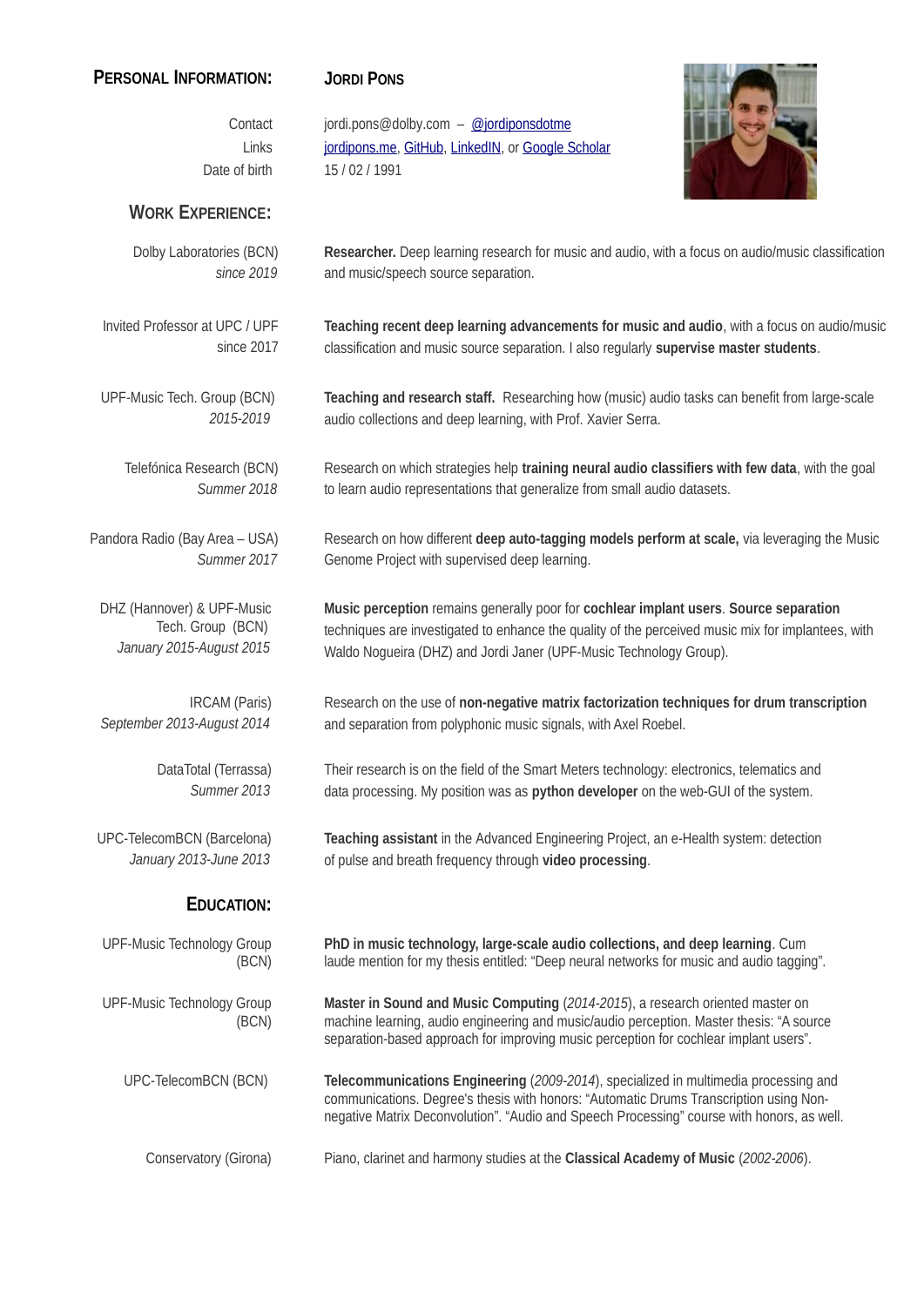## Personal Information:

### Jordi Pons

Contact: jordi.pons@dolby.com – @jordiponsdotme

Links: jordipons.me, GitHub, LinkedIN, or Google Scholar

Date of birth: 15 / 02 / 1991

## Work Experience:

**Dolby Laboratories (BCN)** — *since 2019*

**Researcher.** Deep learning research for music and audio, with a focus on audio/music classification and music/speech source separation.

**Invited Professor at UPC / UPF** — since 2017

**Teaching recent deep learning advancements for music and audio**, with a focus on audio/music classification and music source separation. I also regularly **supervise master students**.

**UPF-Music Tech. Group (BCN)** — *2015-2019*

**Teaching and research staff.** Researching how (music) audio tasks can benefit from large-scale audio collections and deep learning, with Prof. Xavier Serra.

**Telefónica Research (BCN)** — *Summer 2018*

Research on which strategies help **training neural audio classifiers with few data**, with the goal to learn audio representations that generalize from small audio datasets.

**Pandora Radio (Bay Area – USA)** — *Summer 2017*

Research on how different **deep auto-tagging models perform at scale,** via leveraging the Music Genome Project with supervised deep learning.

**DHZ (Hannover) & UPF-Music Tech. Group (BCN)** — *January 2015-August 2015*

**Music perception** remains generally poor for **cochlear implant users**. **Source separation** techniques are investigated to enhance the quality of the perceived music mix for implantees, with Waldo Nogueira (DHZ) and Jordi Janer (UPF-Music Technology Group).

**IRCAM (Paris)** — *September 2013-August 2014*

Research on the use of **non-negative matrix factorization techniques for drum transcription** and separation from polyphonic music signals, with Axel Roebel.

**DataTotal (Terrassa)** — *Summer 2013*

Their research is on the field of the Smart Meters technology: electronics, telematics and data processing. My position was as **python developer** on the web-GUI of the system.

**UPC-TelecomBCN (Barcelona)** — *January 2013-June 2013*

**Teaching assistant** in the Advanced Engineering Project, an e-Health system: detection of pulse and breath frequency through **video processing**.

## Education:

**UPF-Music Technology Group (BCN)**

**PhD in music technology, large-scale audio collections, and deep learning**. Cum laude mention for my thesis entitled: "Deep neural networks for music and audio tagging".

**UPF-Music Technology Group (BCN)**

**Master in Sound and Music Computing** (*2014-2015*), a research oriented master on machine learning, audio engineering and music/audio perception. Master thesis: "A source separation-based approach for improving music perception for cochlear implant users".

**UPC-TelecomBCN (BCN)**

**Telecommunications Engineering** (*2009-2014*), specialized in multimedia processing and communications. Degree's thesis with honors: "Automatic Drums Transcription using Non-negative Matrix Deconvolution". "Audio and Speech Processing" course with honors, as well.

**Conservatory (Girona)**

Piano, clarinet and harmony studies at the **Classical Academy of Music** (*2002-2006*).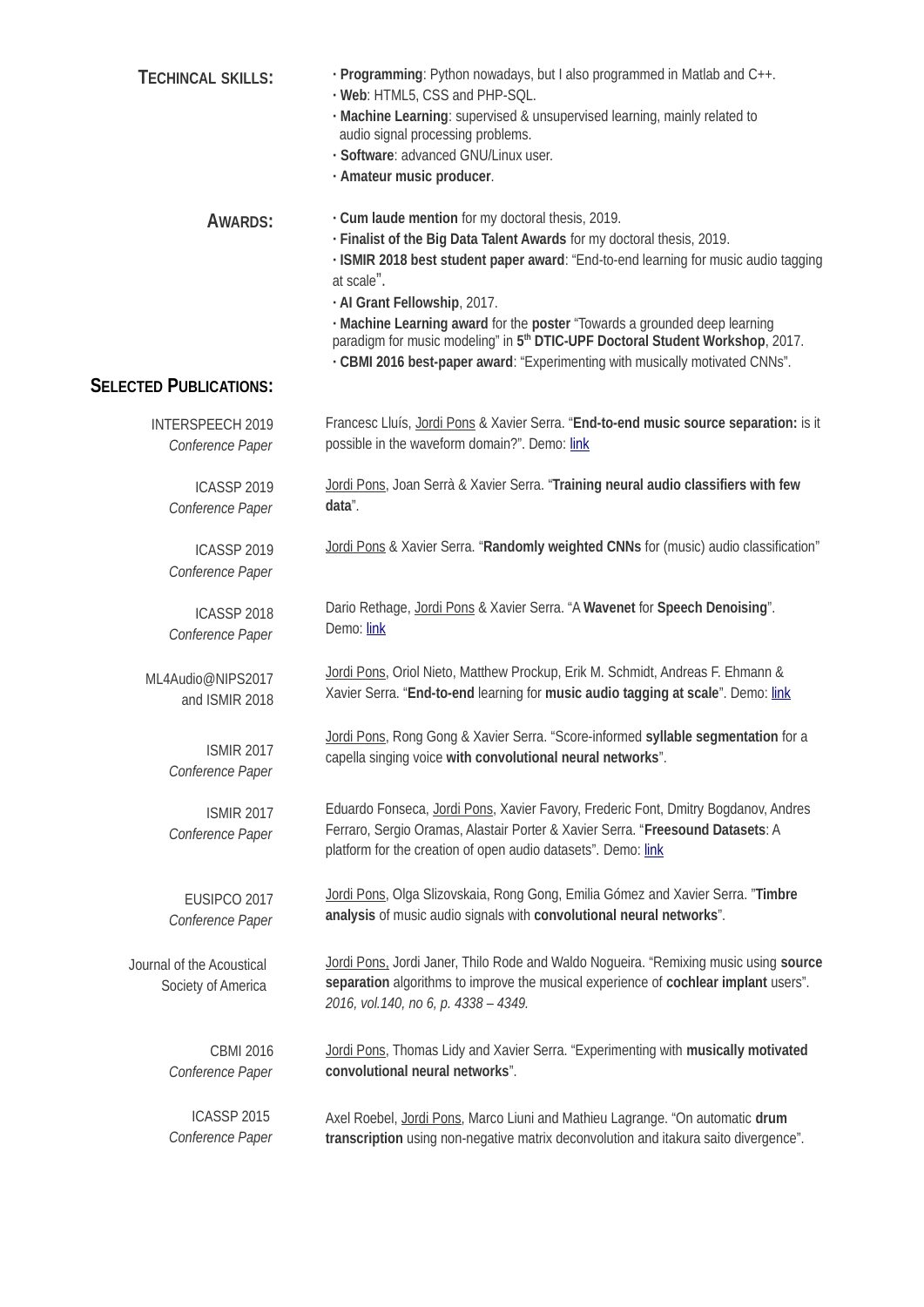## TECHINCAL SKILLS:

- **Programming**: Python nowadays, but I also programmed in Matlab and C++.
- **Web**: HTML5, CSS and PHP-SQL.
- **Machine Learning**: supervised & unsupervised learning, mainly related to audio signal processing problems.
- **Software**: advanced GNU/Linux user.
- **Amateur music producer**.

## AWARDS:

- **Cum laude mention** for my doctoral thesis, 2019.
- **Finalist of the Big Data Talent Awards** for my doctoral thesis, 2019.
- **ISMIR 2018 best student paper award**: "End-to-end learning for music audio tagging at scale".
- **AI Grant Fellowship**, 2017.
- **Machine Learning award** for the **poster** "Towards a grounded deep learning paradigm for music modeling" in **5th DTIC-UPF Doctoral Student Workshop**, 2017.
- **CBMI 2016 best-paper award**: "Experimenting with musically motivated CNNs".

## SELECTED PUBLICATIONS:

**INTERSPEECH 2019** *Conference Paper*
Francesc Lluís, Jordi Pons & Xavier Serra. "**End-to-end music source separation:** is it possible in the waveform domain?". Demo: link

**ICASSP 2019** *Conference Paper*
Jordi Pons, Joan Serrà & Xavier Serra. "**Training neural audio classifiers with few data**".

**ICASSP 2019** *Conference Paper*
Jordi Pons & Xavier Serra. "**Randomly weighted CNNs** for (music) audio classification"

**ICASSP 2018** *Conference Paper*
Dario Rethage, Jordi Pons & Xavier Serra. "A **Wavenet** for **Speech Denoising**". Demo: link

**ML4Audio@NIPS2017 and ISMIR 2018**
Jordi Pons, Oriol Nieto, Matthew Prockup, Erik M. Schmidt, Andreas F. Ehmann & Xavier Serra. "**End-to-end** learning for **music audio tagging at scale**". Demo: link

**ISMIR 2017** *Conference Paper*
Jordi Pons, Rong Gong & Xavier Serra. "Score-informed **syllable segmentation** for a capella singing voice **with convolutional neural networks**".

**ISMIR 2017** *Conference Paper*
Eduardo Fonseca, Jordi Pons, Xavier Favory, Frederic Font, Dmitry Bogdanov, Andres Ferraro, Sergio Oramas, Alastair Porter & Xavier Serra. "**Freesound Datasets**: A platform for the creation of open audio datasets". Demo: link

**EUSIPCO 2017** *Conference Paper*
Jordi Pons, Olga Slizovskaia, Rong Gong, Emilia Gómez and Xavier Serra. "**Timbre analysis** of music audio signals with **convolutional neural networks**".

**Journal of the Acoustical Society of America**
Jordi Pons, Jordi Janer, Thilo Rode and Waldo Nogueira. "Remixing music using **source separation** algorithms to improve the musical experience of **cochlear implant** users". *2016, vol.140, no 6, p. 4338 – 4349.*

**CBMI 2016** *Conference Paper*
Jordi Pons, Thomas Lidy and Xavier Serra. "Experimenting with **musically motivated convolutional neural networks**".

**ICASSP 2015** *Conference Paper*
Axel Roebel, Jordi Pons, Marco Liuni and Mathieu Lagrange. "On automatic **drum transcription** using non-negative matrix deconvolution and itakura saito divergence".